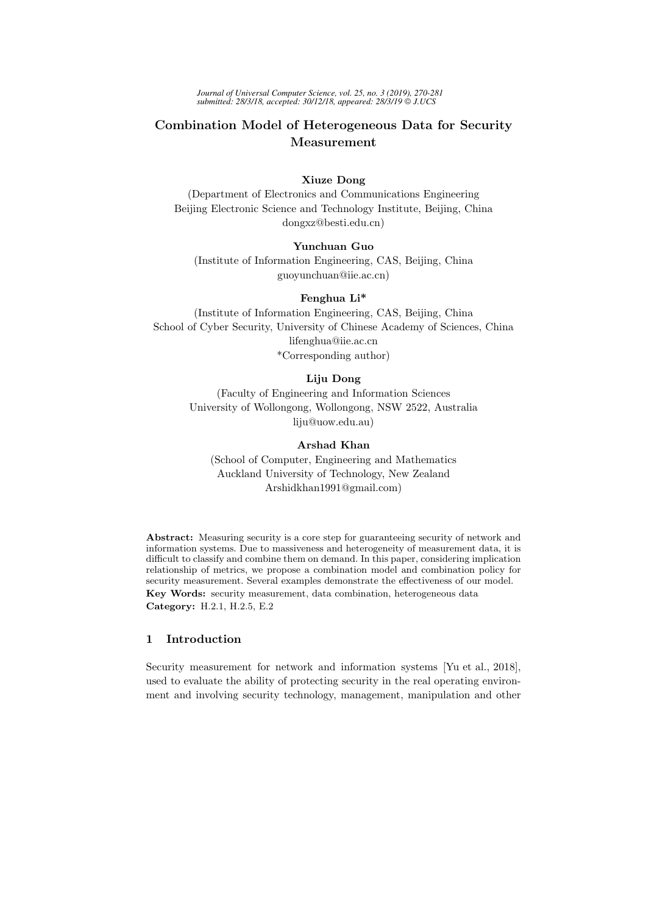# Combination Model of Heterogeneous Data for Security Measurement

**Xiuze Dong**
(Department of Electronics and Communications Engineering
Beijing Electronic Science and Technology Institute, Beijing, China
dongxz@besti.edu.cn)

**Yunchuan Guo**
(Institute of Information Engineering, CAS, Beijing, China
guoyunchuan@iie.ac.cn)

**Fenghua Li***
(Institute of Information Engineering, CAS, Beijing, China
School of Cyber Security, University of Chinese Academy of Sciences, China
lifenghua@iie.ac.cn
*Corresponding author)

**Liju Dong**
(Faculty of Engineering and Information Sciences
University of Wollongong, Wollongong, NSW 2522, Australia
liju@uow.edu.au)

**Arshad Khan**
(School of Computer, Engineering and Mathematics
Auckland University of Technology, New Zealand
Arshidkhan1991@gmail.com)

**Abstract:** Measuring security is a core step for guaranteeing security of network and information systems. Due to massiveness and heterogeneity of measurement data, it is difficult to classify and combine them on demand. In this paper, considering implication relationship of metrics, we propose a combination model and combination policy for security measurement. Several examples demonstrate the effectiveness of our model.

**Key Words:** security measurement, data combination, heterogeneous data

**Category:** H.2.1, H.2.5, E.2

## 1 Introduction

Security measurement for network and information systems [Yu et al., 2018], used to evaluate the ability of protecting security in the real operating environment and involving security technology, management, manipulation and other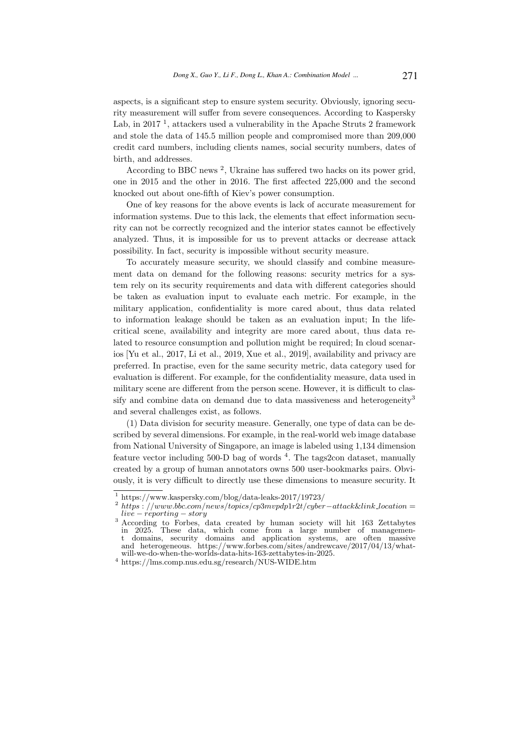aspects, is a significant step to ensure system security. Obviously, ignoring security measurement will suffer from severe consequences. According to Kaspersky Lab, in 2017 [1], attackers used a vulnerability in the Apache Struts 2 framework and stole the data of 145.5 million people and compromised more than 209,000 credit card numbers, including clients names, social security numbers, dates of birth, and addresses.

According to BBC news [2], Ukraine has suffered two hacks on its power grid, one in 2015 and the other in 2016. The first affected 225,000 and the second knocked out about one-fifth of Kiev's power consumption.

One of key reasons for the above events is lack of accurate measurement for information systems. Due to this lack, the elements that effect information security can not be correctly recognized and the interior states cannot be effectively analyzed. Thus, it is impossible for us to prevent attacks or decrease attack possibility. In fact, security is impossible without security measure.

To accurately measure security, we should classify and combine measurement data on demand for the following reasons: security metrics for a system rely on its security requirements and data with different categories should be taken as evaluation input to evaluate each metric. For example, in the military application, confidentiality is more cared about, thus data related to information leakage should be taken as an evaluation input; In the life-critical scene, availability and integrity are more cared about, thus data related to resource consumption and pollution might be required; In cloud scenarios [Yu et al., 2017, Li et al., 2019, Xue et al., 2019], availability and privacy are preferred. In practise, even for the same security metric, data category used for evaluation is different. For example, for the confidentiality measure, data used in military scene are different from the person scene. However, it is difficult to classify and combine data on demand due to data massiveness and heterogeneity[3] and several challenges exist, as follows.

(1) Data division for security measure. Generally, one type of data can be described by several dimensions. For example, in the real-world web image database from National University of Singapore, an image is labeled using 1,134 dimension feature vector including 500-D bag of words [4]. The tags2con dataset, manually created by a group of human annotators owns 500 user-bookmarks pairs. Obviously, it is very difficult to directly use these dimensions to measure security. It

---

[1] https://www.kaspersky.com/blog/data-leaks-2017/19723/

[2] *https://www.bbc.com/news/topics/cp3mvpdp1r2t/cyber−attack&link_location=live−reporting−story*

[3] According to Forbes, data created by human society will hit 163 Zettabytes in 2025. These data, which come from a large number of management domains, security domains and application systems, are often massive and heterogeneous. https://www.forbes.com/sites/andrewcave/2017/04/13/what-will-we-do-when-the-worlds-data-hits-163-zettabytes-in-2025.

[4] https://lms.comp.nus.edu.sg/research/NUS-WIDE.htm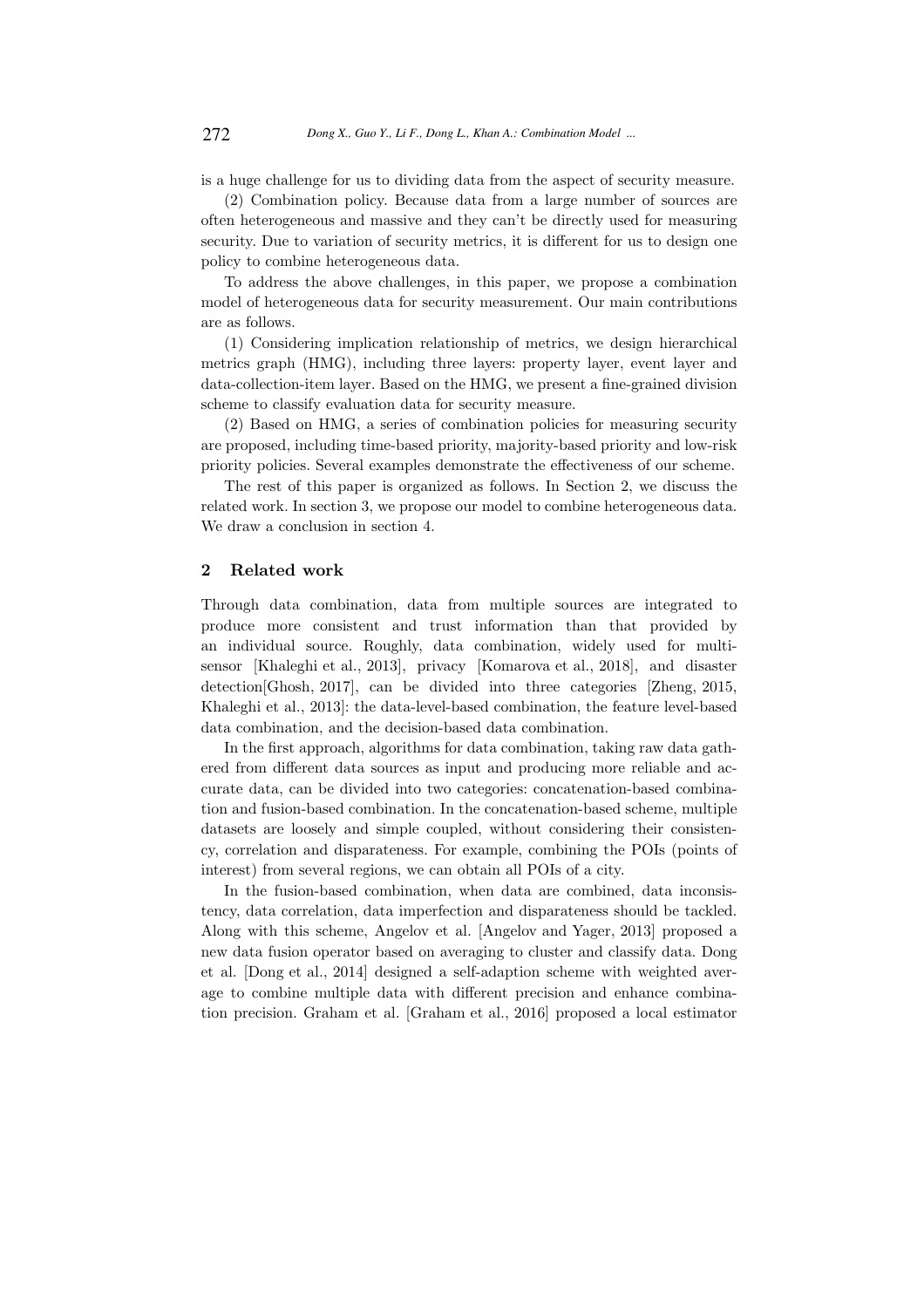is a huge challenge for us to dividing data from the aspect of security measure.

(2) Combination policy. Because data from a large number of sources are often heterogeneous and massive and they can't be directly used for measuring security. Due to variation of security metrics, it is different for us to design one policy to combine heterogeneous data.

To address the above challenges, in this paper, we propose a combination model of heterogeneous data for security measurement. Our main contributions are as follows.

(1) Considering implication relationship of metrics, we design hierarchical metrics graph (HMG), including three layers: property layer, event layer and data-collection-item layer. Based on the HMG, we present a fine-grained division scheme to classify evaluation data for security measure.

(2) Based on HMG, a series of combination policies for measuring security are proposed, including time-based priority, majority-based priority and low-risk priority policies. Several examples demonstrate the effectiveness of our scheme.

The rest of this paper is organized as follows. In Section 2, we discuss the related work. In section 3, we propose our model to combine heterogeneous data. We draw a conclusion in section 4.

## 2 Related work

Through data combination, data from multiple sources are integrated to produce more consistent and trust information than that provided by an individual source. Roughly, data combination, widely used for multi-sensor [Khaleghi et al., 2013], privacy [Komarova et al., 2018], and disaster detection[Ghosh, 2017], can be divided into three categories [Zheng, 2015, Khaleghi et al., 2013]: the data-level-based combination, the feature level-based data combination, and the decision-based data combination.

In the first approach, algorithms for data combination, taking raw data gathered from different data sources as input and producing more reliable and accurate data, can be divided into two categories: concatenation-based combination and fusion-based combination. In the concatenation-based scheme, multiple datasets are loosely and simple coupled, without considering their consistency, correlation and disparateness. For example, combining the POIs (points of interest) from several regions, we can obtain all POIs of a city.

In the fusion-based combination, when data are combined, data inconsistency, data correlation, data imperfection and disparateness should be tackled. Along with this scheme, Angelov et al. [Angelov and Yager, 2013] proposed a new data fusion operator based on averaging to cluster and classify data. Dong et al. [Dong et al., 2014] designed a self-adaption scheme with weighted average to combine multiple data with different precision and enhance combination precision. Graham et al. [Graham et al., 2016] proposed a local estimator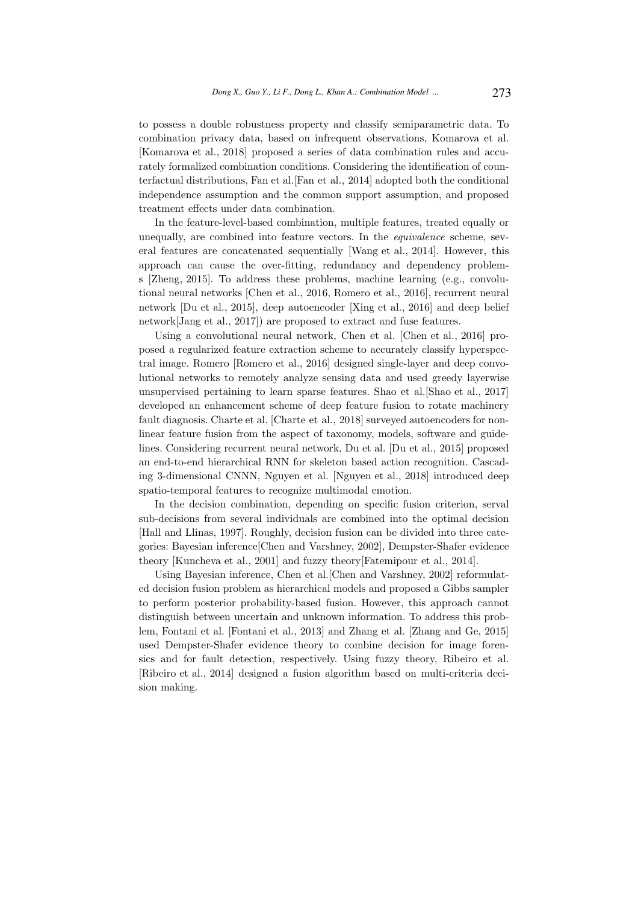to possess a double robustness property and classify semiparametric data. To combination privacy data, based on infrequent observations, Komarova et al. [Komarova et al., 2018] proposed a series of data combination rules and accurately formalized combination conditions. Considering the identification of counterfactual distributions, Fan et al.[Fan et al., 2014] adopted both the conditional independence assumption and the common support assumption, and proposed treatment effects under data combination.

In the feature-level-based combination, multiple features, treated equally or unequally, are combined into feature vectors. In the *equivalence* scheme, several features are concatenated sequentially [Wang et al., 2014]. However, this approach can cause the over-fitting, redundancy and dependency problems [Zheng, 2015]. To address these problems, machine learning (e.g., convolutional neural networks [Chen et al., 2016, Romero et al., 2016], recurrent neural network [Du et al., 2015], deep autoencoder [Xing et al., 2016] and deep belief network[Jang et al., 2017]) are proposed to extract and fuse features.

Using a convolutional neural network, Chen et al. [Chen et al., 2016] proposed a regularized feature extraction scheme to accurately classify hyperspectral image. Romero [Romero et al., 2016] designed single-layer and deep convolutional networks to remotely analyze sensing data and used greedy layerwise unsupervised pertaining to learn sparse features. Shao et al.[Shao et al., 2017] developed an enhancement scheme of deep feature fusion to rotate machinery fault diagnosis. Charte et al. [Charte et al., 2018] surveyed autoencoders for nonlinear feature fusion from the aspect of taxonomy, models, software and guidelines. Considering recurrent neural network, Du et al. [Du et al., 2015] proposed an end-to-end hierarchical RNN for skeleton based action recognition. Cascading 3-dimensional CNNN, Nguyen et al. [Nguyen et al., 2018] introduced deep spatio-temporal features to recognize multimodal emotion.

In the decision combination, depending on specific fusion criterion, serval sub-decisions from several individuals are combined into the optimal decision [Hall and Llinas, 1997]. Roughly, decision fusion can be divided into three categories: Bayesian inference[Chen and Varshney, 2002], Dempster-Shafer evidence theory [Kuncheva et al., 2001] and fuzzy theory[Fatemipour et al., 2014].

Using Bayesian inference, Chen et al.[Chen and Varshney, 2002] reformulated decision fusion problem as hierarchical models and proposed a Gibbs sampler to perform posterior probability-based fusion. However, this approach cannot distinguish between uncertain and unknown information. To address this problem, Fontani et al. [Fontani et al., 2013] and Zhang et al. [Zhang and Ge, 2015] used Dempster-Shafer evidence theory to combine decision for image forensics and for fault detection, respectively. Using fuzzy theory, Ribeiro et al. [Ribeiro et al., 2014] designed a fusion algorithm based on multi-criteria decision making.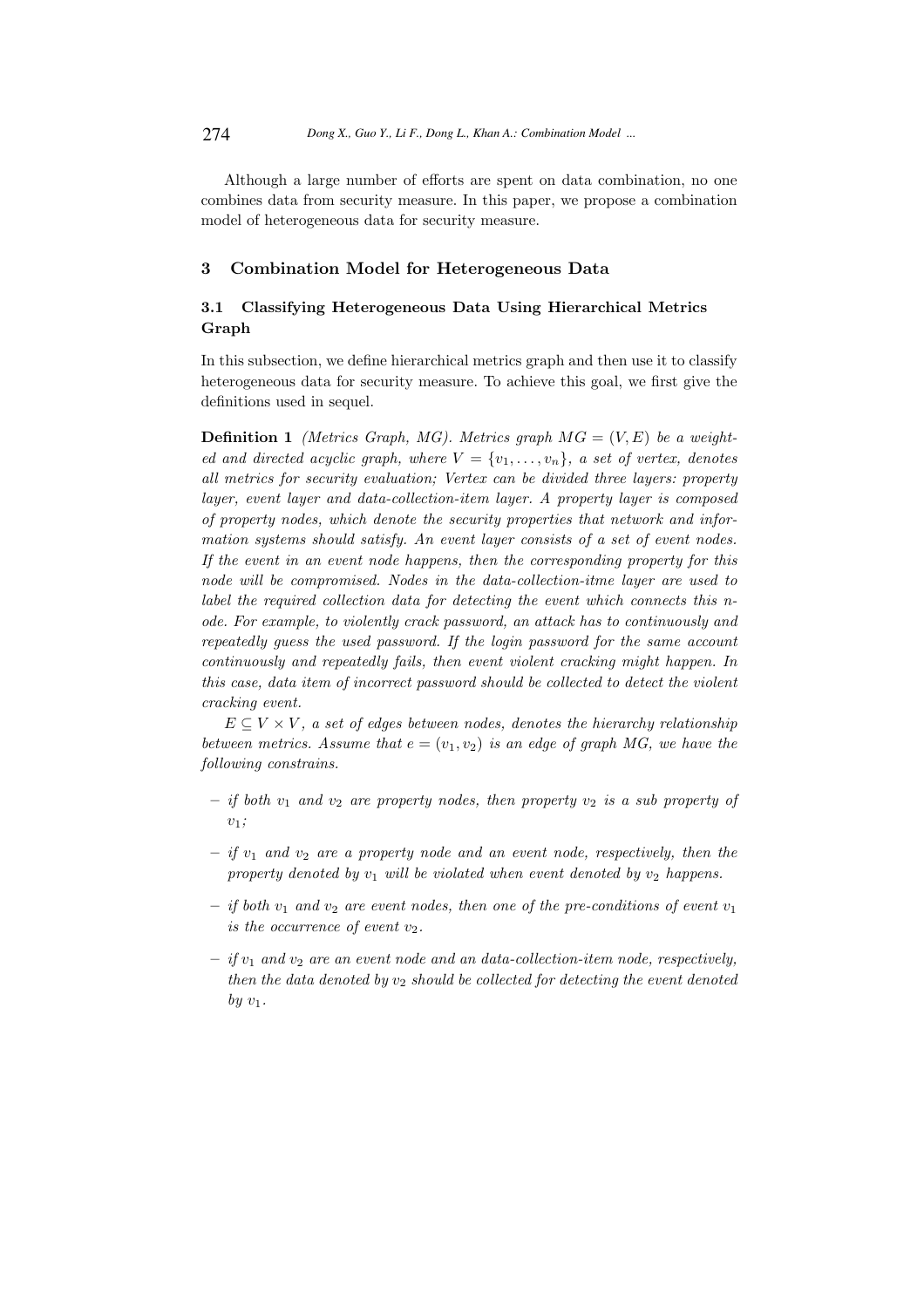Although a large number of efforts are spent on data combination, no one combines data from security measure. In this paper, we propose a combination model of heterogeneous data for security measure.

## 3 Combination Model for Heterogeneous Data

### 3.1 Classifying Heterogeneous Data Using Hierarchical Metrics Graph

In this subsection, we define hierarchical metrics graph and then use it to classify heterogeneous data for security measure. To achieve this goal, we first give the definitions used in sequel.

**Definition 1** *(Metrics Graph, MG). Metrics graph $MG = (V, E)$ be a weighted and directed acyclic graph, where $V = \{v_1, \ldots, v_n\}$, a set of vertex, denotes all metrics for security evaluation; Vertex can be divided three layers: property layer, event layer and data-collection-item layer. A property layer is composed of property nodes, which denote the security properties that network and information systems should satisfy. An event layer consists of a set of event nodes. If the event in an event node happens, then the corresponding property for this node will be compromised. Nodes in the data-collection-itme layer are used to label the required collection data for detecting the event which connects this node. For example, to violently crack password, an attack has to continuously and repeatedly guess the used password. If the login password for the same account continuously and repeatedly fails, then event violent cracking might happen. In this case, data item of incorrect password should be collected to detect the violent cracking event.*

*$E \subseteq V \times V$, a set of edges between nodes, denotes the hierarchy relationship between metrics. Assume that $e = (v_1, v_2)$ is an edge of graph MG, we have the following constrains.*

- *if both $v_1$ and $v_2$ are property nodes, then property $v_2$ is a sub property of $v_1$;*
- *if $v_1$ and $v_2$ are a property node and an event node, respectively, then the property denoted by $v_1$ will be violated when event denoted by $v_2$ happens.*
- *if both $v_1$ and $v_2$ are event nodes, then one of the pre-conditions of event $v_1$ is the occurrence of event $v_2$.*
- *if $v_1$ and $v_2$ are an event node and an data-collection-item node, respectively, then the data denoted by $v_2$ should be collected for detecting the event denoted by $v_1$.*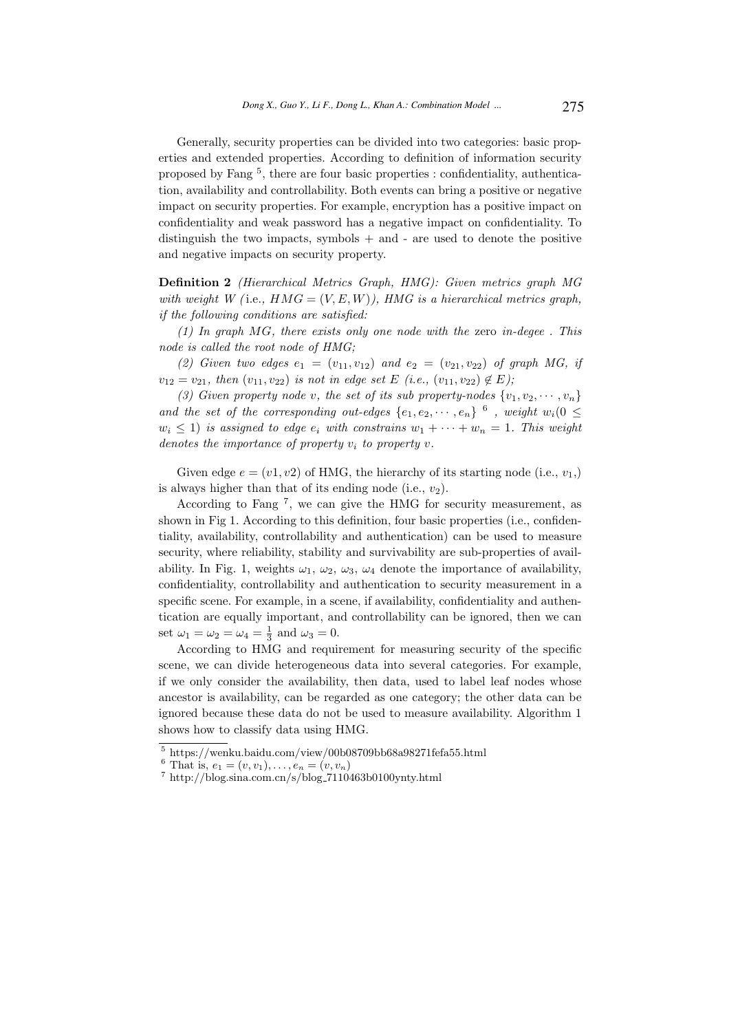Generally, security properties can be divided into two categories: basic properties and extended properties. According to definition of information security proposed by Fang [5], there are four basic properties : confidentiality, authentication, availability and controllability. Both events can bring a positive or negative impact on security properties. For example, encryption has a positive impact on confidentiality and weak password has a negative impact on confidentiality. To distinguish the two impacts, symbols + and - are used to denote the positive and negative impacts on security property.

**Definition 2** *(Hierarchical Metrics Graph, HMG): Given metrics graph MG with weight W (*i.e., $HMG = (V, E, W)$*), HMG is a hierarchical metrics graph, if the following conditions are satisfied:*

*(1) In graph MG, there exists only one node with the* zero *in-degee . This node is called the root node of HMG;*

*(2) Given two edges $e_1 = (v_{11}, v_{12})$ and $e_2 = (v_{21}, v_{22})$ of graph MG, if $v_{12} = v_{21}$, then $(v_{11}, v_{22})$ is not in edge set E (i.e., $(v_{11}, v_{22}) \notin E$);*

*(3) Given property node v, the set of its sub property-nodes $\{v_1, v_2, \cdots, v_n\}$ and the set of the corresponding out-edges $\{e_1, e_2, \cdots, e_n\}$ [6] , weight $w_i (0 \leq w_i \leq 1)$ is assigned to edge $e_i$ with constrains $w_1 + \cdots + w_n = 1$. This weight denotes the importance of property $v_i$ to property v.*

Given edge $e = (v1, v2)$ of HMG, the hierarchy of its starting node (i.e., $v_1$,) is always higher than that of its ending node (i.e., $v_2$).

According to Fang [7], we can give the HMG for security measurement, as shown in Fig 1. According to this definition, four basic properties (i.e., confidentiality, availability, controllability and authentication) can be used to measure security, where reliability, stability and survivability are sub-properties of availability. In Fig. 1, weights $\omega_1$, $\omega_2$, $\omega_3$, $\omega_4$ denote the importance of availability, confidentiality, controllability and authentication to security measurement in a specific scene. For example, in a scene, if availability, confidentiality and authentication are equally important, and controllability can be ignored, then we can set $\omega_1 = \omega_2 = \omega_4 = \frac{1}{3}$ and $\omega_3 = 0$.

According to HMG and requirement for measuring security of the specific scene, we can divide heterogeneous data into several categories. For example, if we only consider the availability, then data, used to label leaf nodes whose ancestor is availability, can be regarded as one category; the other data can be ignored because these data do not be used to measure availability. Algorithm 1 shows how to classify data using HMG.

---

[5] https://wenku.baidu.com/view/00b08709bb68a98271fefa55.html

[6] That is, $e_1 = (v, v_1), \ldots, e_n = (v, v_n)$

[7] http://blog.sina.com.cn/s/blog_7110463b0100ynty.html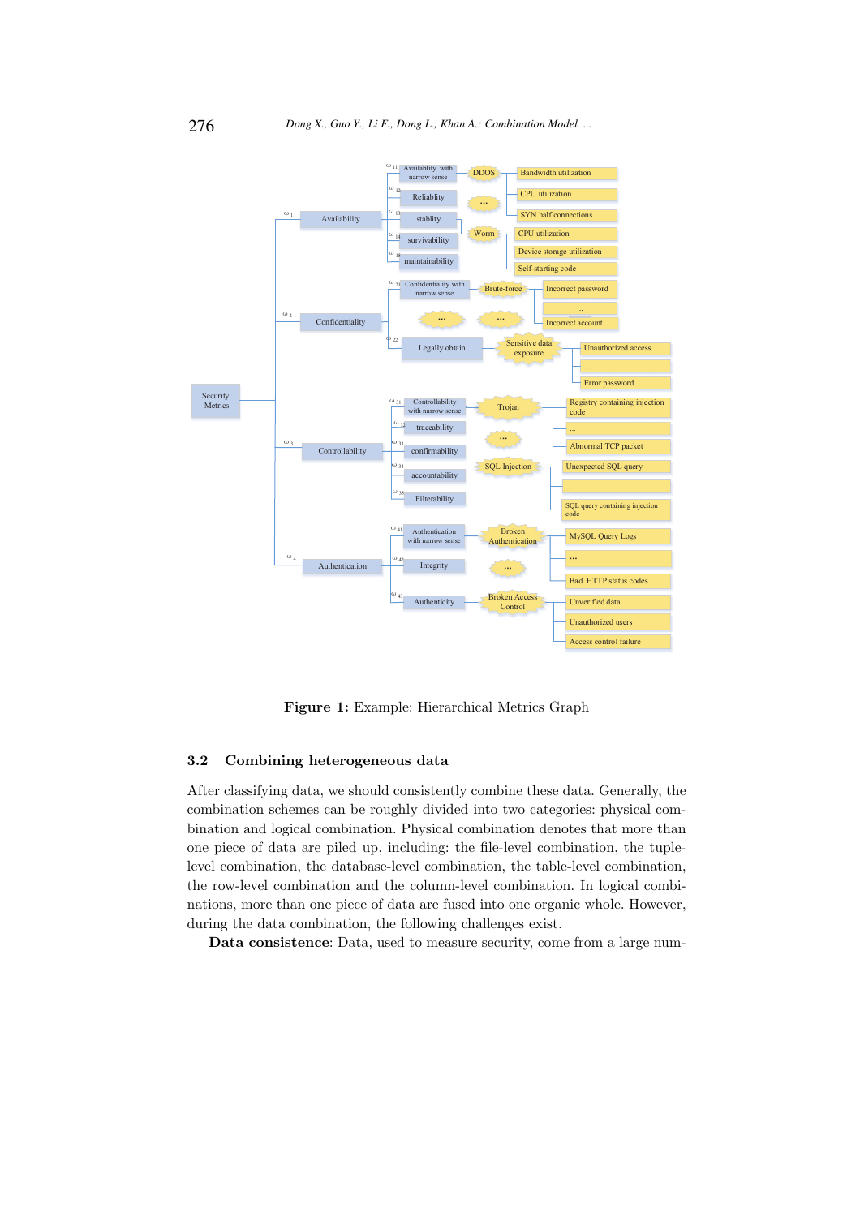**Figure 1:** Example: Hierarchical Metrics Graph

### 3.2 Combining heterogeneous data

After classifying data, we should consistently combine these data. Generally, the combination schemes can be roughly divided into two categories: physical combination and logical combination. Physical combination denotes that more than one piece of data are piled up, including: the file-level combination, the tuple-level combination, the database-level combination, the table-level combination, the row-level combination and the column-level combination. In logical combinations, more than one piece of data are fused into one organic whole. However, during the data combination, the following challenges exist.

**Data consistence**: Data, used to measure security, come from a large num-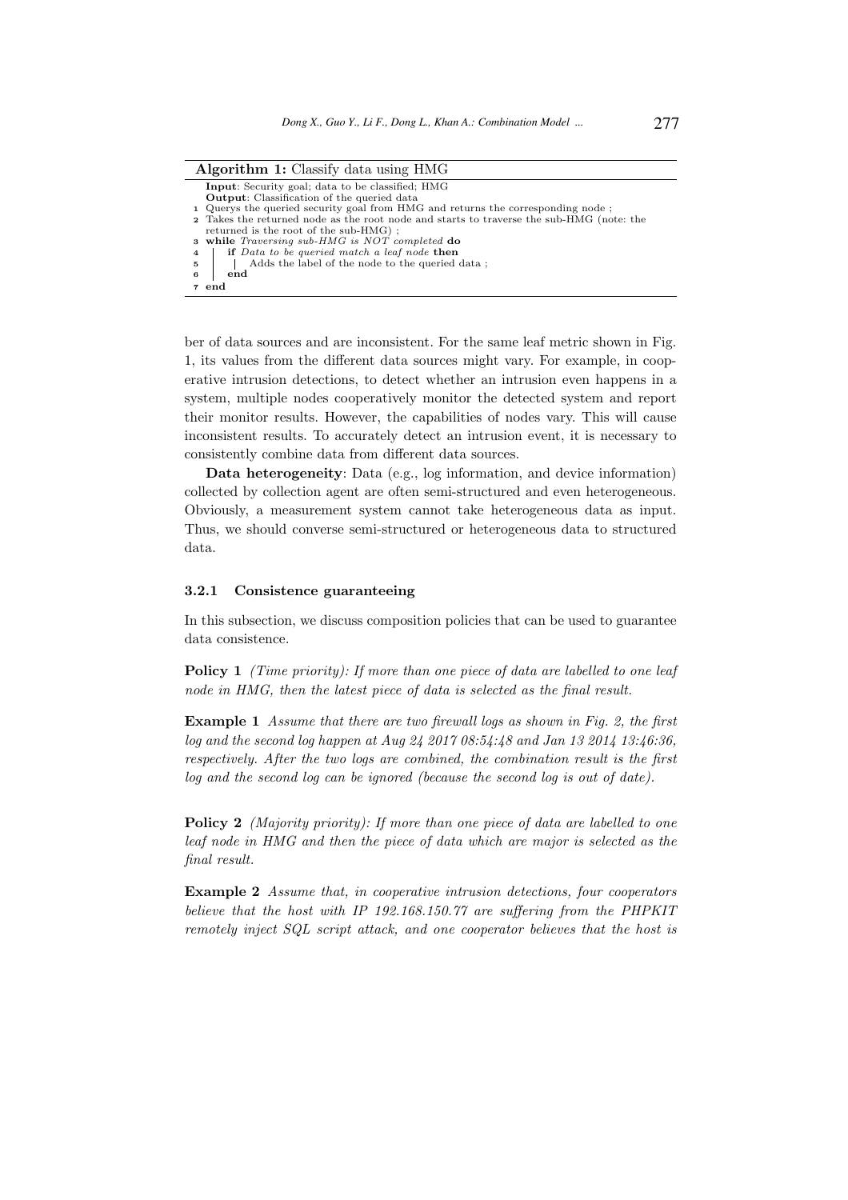**Algorithm 1:** Classify data using HMG

```
Input: Security goal; data to be classified; HMG
Output: Classification of the queried data
1 Querys the queried security goal from HMG and returns the corresponding node ;
2 Takes the returned node as the root node and starts to traverse the sub-HMG (note: the
  returned is the root of the sub-HMG) ;
3 while Traversing sub-HMG is NOT completed do
4 |   if Data to be queried match a leaf node then
5 |   |   Adds the label of the node to the queried data ;
6 |   end
7 end
```

ber of data sources and are inconsistent. For the same leaf metric shown in Fig. 1, its values from the different data sources might vary. For example, in cooperative intrusion detections, to detect whether an intrusion even happens in a system, multiple nodes cooperatively monitor the detected system and report their monitor results. However, the capabilities of nodes vary. This will cause inconsistent results. To accurately detect an intrusion event, it is necessary to consistently combine data from different data sources.

**Data heterogeneity**: Data (e.g., log information, and device information) collected by collection agent are often semi-structured and even heterogeneous. Obviously, a measurement system cannot take heterogeneous data as input. Thus, we should converse semi-structured or heterogeneous data to structured data.

#### 3.2.1 Consistence guaranteeing

In this subsection, we discuss composition policies that can be used to guarantee data consistence.

**Policy 1** *(Time priority): If more than one piece of data are labelled to one leaf node in HMG, then the latest piece of data is selected as the final result.*

**Example 1** *Assume that there are two firewall logs as shown in Fig. 2, the first log and the second log happen at Aug 24 2017 08:54:48 and Jan 13 2014 13:46:36, respectively. After the two logs are combined, the combination result is the first log and the second log can be ignored (because the second log is out of date).*

**Policy 2** *(Majority priority): If more than one piece of data are labelled to one leaf node in HMG and then the piece of data which are major is selected as the final result.*

**Example 2** *Assume that, in cooperative intrusion detections, four cooperators believe that the host with IP 192.168.150.77 are suffering from the PHPKIT remotely inject SQL script attack, and one cooperator believes that the host is*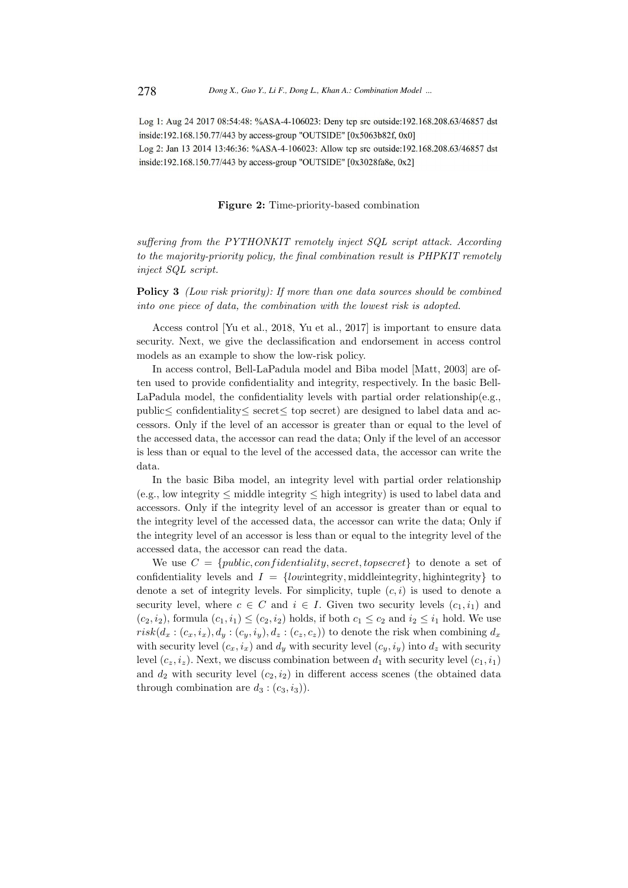Log 1: Aug 24 2017 08:54:48: %ASA-4-106023: Deny tcp src outside:192.168.208.63/46857 dst inside:192.168.150.77/443 by access-group "OUTSIDE" [0x5063b82f, 0x0]
Log 2: Jan 13 2014 13:46:36: %ASA-4-106023: Allow tcp src outside:192.168.208.63/46857 dst inside:192.168.150.77/443 by access-group "OUTSIDE" [0x3028fa8e, 0x2]

**Figure 2:** Time-priority-based combination

*suffering from the PYTHONKIT remotely inject SQL script attack. According to the majority-priority policy, the final combination result is PHPKIT remotely inject SQL script.*

**Policy 3** *(Low risk priority): If more than one data sources should be combined into one piece of data, the combination with the lowest risk is adopted.*

Access control [Yu et al., 2018, Yu et al., 2017] is important to ensure data security. Next, we give the declassification and endorsement in access control models as an example to show the low-risk policy.

In access control, Bell-LaPadula model and Biba model [Matt, 2003] are often used to provide confidentiality and integrity, respectively. In the basic Bell-LaPadula model, the confidentiality levels with partial order relationship(e.g., public≤ confidentiality≤ secret≤ top secret) are designed to label data and accessors. Only if the level of an accessor is greater than or equal to the level of the accessed data, the accessor can read the data; Only if the level of an accessor is less than or equal to the level of the accessed data, the accessor can write the data.

In the basic Biba model, an integrity level with partial order relationship (e.g., low integrity ≤ middle integrity ≤ high integrity) is used to label data and accessors. Only if the integrity level of an accessor is greater than or equal to the integrity level of the accessed data, the accessor can write the data; Only if the integrity level of an accessor is less than or equal to the integrity level of the accessed data, the accessor can read the data.

We use $C = \{public, confidentiality, secret, topsecret\}$ to denote a set of confidentiality levels and $I = \{low\text{integrity}, \text{middleintegrity}, \text{highintegrity}\}$ to denote a set of integrity levels. For simplicity, tuple $(c, i)$ is used to denote a security level, where $c \in C$ and $i \in I$. Given two security levels $(c_1, i_1)$ and $(c_2, i_2)$, formula $(c_1, i_1) \leq (c_2, i_2)$ holds, if both $c_1 \leq c_2$ and $i_2 \leq i_1$ hold. We use $risk(d_x : (c_x, i_x), d_y : (c_y, i_y), d_z : (c_z, c_z))$ to denote the risk when combining $d_x$ with security level $(c_x, i_x)$ and $d_y$ with security level $(c_y, i_y)$ into $d_z$ with security level $(c_z, i_z)$. Next, we discuss combination between $d_1$ with security level $(c_1, i_1)$ and $d_2$ with security level $(c_2, i_2)$ in different access scenes (the obtained data through combination are $d_3 : (c_3, i_3)$).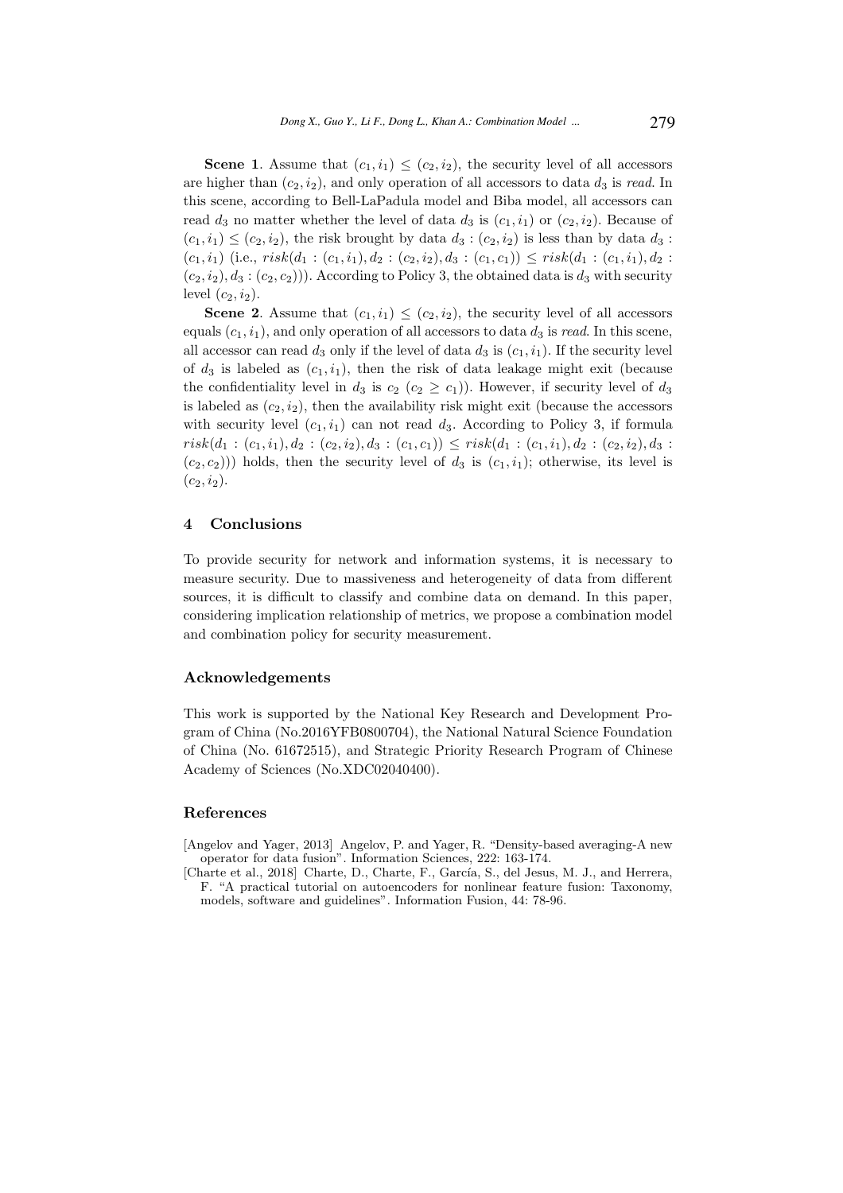**Scene 1**. Assume that $(c_1, i_1) \leq (c_2, i_2)$, the security level of all accessors are higher than $(c_2, i_2)$, and only operation of all accessors to data $d_3$ is *read*. In this scene, according to Bell-LaPadula model and Biba model, all accessors can read $d_3$ no matter whether the level of data $d_3$ is $(c_1, i_1)$ or $(c_2, i_2)$. Because of $(c_1, i_1) \leq (c_2, i_2)$, the risk brought by data $d_3 : (c_2, i_2)$ is less than by data $d_3 : (c_1, i_1)$ (i.e., $risk(d_1 : (c_1, i_1), d_2 : (c_2, i_2), d_3 : (c_1, c_1)) \leq risk(d_1 : (c_1, i_1), d_2 : (c_2, i_2), d_3 : (c_2, c_2)))$. According to Policy 3, the obtained data is $d_3$ with security level $(c_2, i_2)$.

**Scene 2**. Assume that $(c_1, i_1) \leq (c_2, i_2)$, the security level of all accessors equals $(c_1, i_1)$, and only operation of all accessors to data $d_3$ is *read*. In this scene, all accessor can read $d_3$ only if the level of data $d_3$ is $(c_1, i_1)$. If the security level of $d_3$ is labeled as $(c_1, i_1)$, then the risk of data leakage might exit (because the confidentiality level in $d_3$ is $c_2$ ($c_2 \geq c_1$)). However, if security level of $d_3$ is labeled as $(c_2, i_2)$, then the availability risk might exit (because the accessors with security level $(c_1, i_1)$ can not read $d_3$. According to Policy 3, if formula $risk(d_1 : (c_1, i_1), d_2 : (c_2, i_2), d_3 : (c_1, c_1)) \leq risk(d_1 : (c_1, i_1), d_2 : (c_2, i_2), d_3 : (c_2, c_2)))$ holds, then the security level of $d_3$ is $(c_1, i_1)$; otherwise, its level is $(c_2, i_2)$.

## 4 Conclusions

To provide security for network and information systems, it is necessary to measure security. Due to massiveness and heterogeneity of data from different sources, it is difficult to classify and combine data on demand. In this paper, considering implication relationship of metrics, we propose a combination model and combination policy for security measurement.

## Acknowledgements

This work is supported by the National Key Research and Development Program of China (No.2016YFB0800704), the National Natural Science Foundation of China (No. 61672515), and Strategic Priority Research Program of Chinese Academy of Sciences (No.XDC02040400).

## References

[Angelov and Yager, 2013] Angelov, P. and Yager, R. "Density-based averaging-A new operator for data fusion". Information Sciences, 222: 163-174.

[Charte et al., 2018] Charte, D., Charte, F., García, S., del Jesus, M. J., and Herrera, F. "A practical tutorial on autoencoders for nonlinear feature fusion: Taxonomy, models, software and guidelines". Information Fusion, 44: 78-96.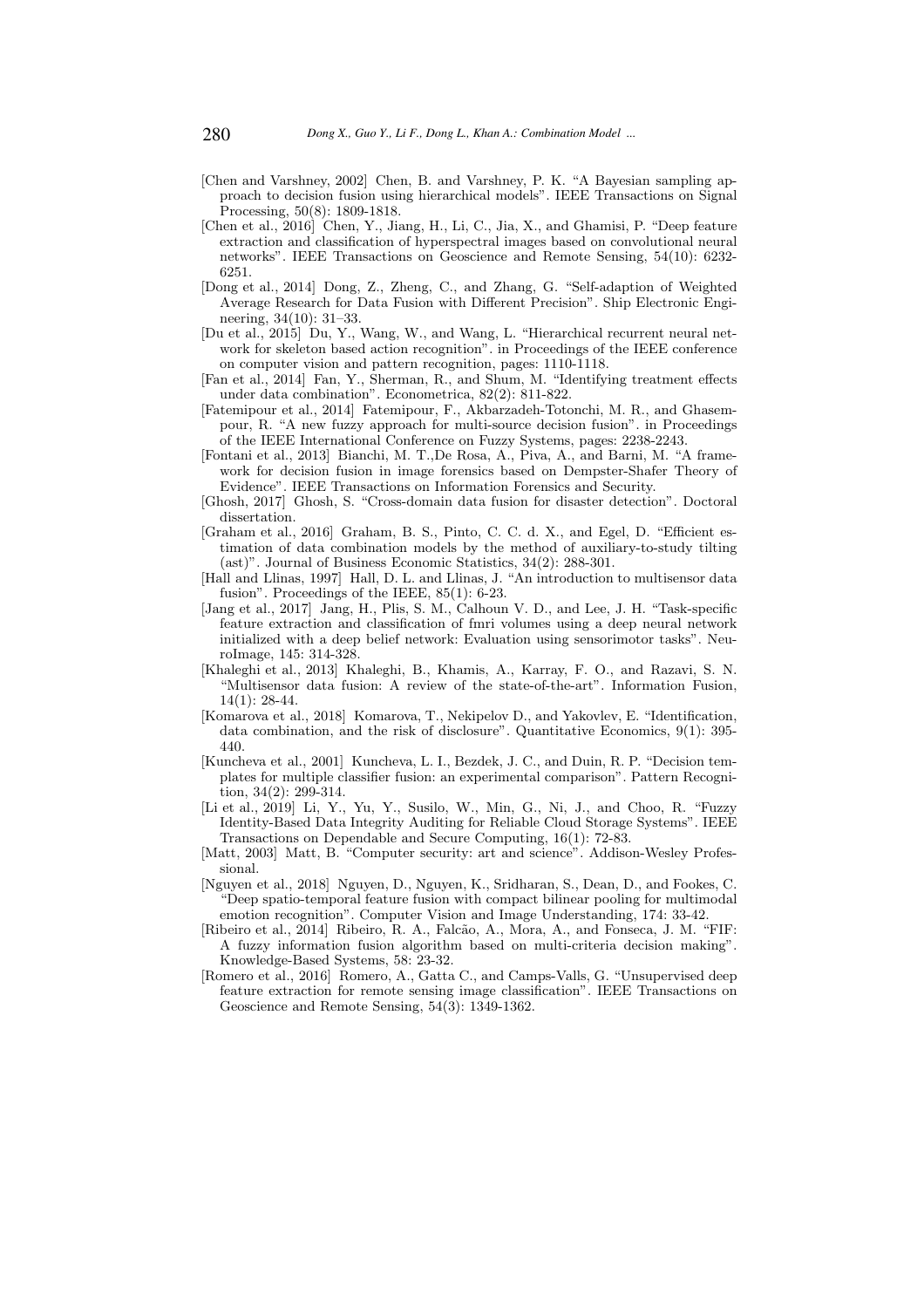[Chen and Varshney, 2002] Chen, B. and Varshney, P. K. "A Bayesian sampling approach to decision fusion using hierarchical models". IEEE Transactions on Signal Processing, 50(8): 1809-1818.

[Chen et al., 2016] Chen, Y., Jiang, H., Li, C., Jia, X., and Ghamisi, P. "Deep feature extraction and classification of hyperspectral images based on convolutional neural networks". IEEE Transactions on Geoscience and Remote Sensing, 54(10): 6232-6251.

[Dong et al., 2014] Dong, Z., Zheng, C., and Zhang, G. "Self-adaption of Weighted Average Research for Data Fusion with Different Precision". Ship Electronic Engineering, 34(10): 31–33.

[Du et al., 2015] Du, Y., Wang, W., and Wang, L. "Hierarchical recurrent neural network for skeleton based action recognition". in Proceedings of the IEEE conference on computer vision and pattern recognition, pages: 1110-1118.

[Fan et al., 2014] Fan, Y., Sherman, R., and Shum, M. "Identifying treatment effects under data combination". Econometrica, 82(2): 811-822.

[Fatemipour et al., 2014] Fatemipour, F., Akbarzadeh-Totonchi, M. R., and Ghasempour, R. "A new fuzzy approach for multi-source decision fusion". in Proceedings of the IEEE International Conference on Fuzzy Systems, pages: 2238-2243.

[Fontani et al., 2013] Bianchi, M. T.,De Rosa, A., Piva, A., and Barni, M. "A framework for decision fusion in image forensics based on Dempster-Shafer Theory of Evidence". IEEE Transactions on Information Forensics and Security.

[Ghosh, 2017] Ghosh, S. "Cross-domain data fusion for disaster detection". Doctoral dissertation.

[Graham et al., 2016] Graham, B. S., Pinto, C. C. d. X., and Egel, D. "Efficient estimation of data combination models by the method of auxiliary-to-study tilting (ast)". Journal of Business Economic Statistics, 34(2): 288-301.

[Hall and Llinas, 1997] Hall, D. L. and Llinas, J. "An introduction to multisensor data fusion". Proceedings of the IEEE, 85(1): 6-23.

[Jang et al., 2017] Jang, H., Plis, S. M., Calhoun V. D., and Lee, J. H. "Task-specific feature extraction and classification of fmri volumes using a deep neural network initialized with a deep belief network: Evaluation using sensorimotor tasks". NeuroImage, 145: 314-328.

[Khaleghi et al., 2013] Khaleghi, B., Khamis, A., Karray, F. O., and Razavi, S. N. "Multisensor data fusion: A review of the state-of-the-art". Information Fusion, 14(1): 28-44.

[Komarova et al., 2018] Komarova, T., Nekipelov D., and Yakovlev, E. "Identification, data combination, and the risk of disclosure". Quantitative Economics, 9(1): 395-440.

[Kuncheva et al., 2001] Kuncheva, L. I., Bezdek, J. C., and Duin, R. P. "Decision templates for multiple classifier fusion: an experimental comparison". Pattern Recognition, 34(2): 299-314.

[Li et al., 2019] Li, Y., Yu, Y., Susilo, W., Min, G., Ni, J., and Choo, R. "Fuzzy Identity-Based Data Integrity Auditing for Reliable Cloud Storage Systems". IEEE Transactions on Dependable and Secure Computing, 16(1): 72-83.

[Matt, 2003] Matt, B. "Computer security: art and science". Addison-Wesley Professional.

[Nguyen et al., 2018] Nguyen, D., Nguyen, K., Sridharan, S., Dean, D., and Fookes, C. "Deep spatio-temporal feature fusion with compact bilinear pooling for multimodal emotion recognition". Computer Vision and Image Understanding, 174: 33-42.

[Ribeiro et al., 2014] Ribeiro, R. A., Falcão, A., Mora, A., and Fonseca, J. M. "FIF: A fuzzy information fusion algorithm based on multi-criteria decision making". Knowledge-Based Systems, 58: 23-32.

[Romero et al., 2016] Romero, A., Gatta C., and Camps-Valls, G. "Unsupervised deep feature extraction for remote sensing image classification". IEEE Transactions on Geoscience and Remote Sensing, 54(3): 1349-1362.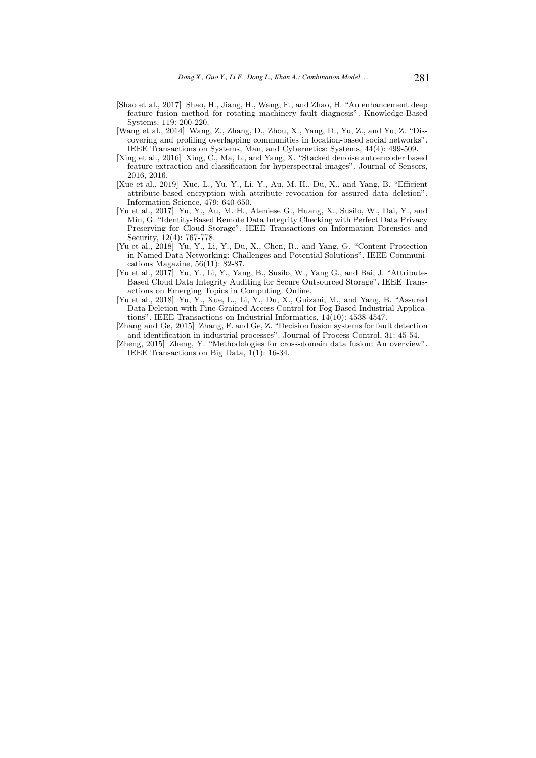[Shao et al., 2017] Shao, H., Jiang, H., Wang, F., and Zhao, H. "An enhancement deep feature fusion method for rotating machinery fault diagnosis". Knowledge-Based Systems, 119: 200-220.

[Wang et al., 2014] Wang, Z., Zhang, D., Zhou, X., Yang, D., Yu, Z., and Yu, Z. "Discovering and profiling overlapping communities in location-based social networks". IEEE Transactions on Systems, Man, and Cybernetics: Systems, 44(4): 499-509.

[Xing et al., 2016] Xing, C., Ma, L., and Yang, X. "Stacked denoise autoencoder based feature extraction and classification for hyperspectral images". Journal of Sensors, 2016, 2016.

[Xue et al., 2019] Xue, L., Yu, Y., Li, Y., Au, M. H., Du, X., and Yang, B. "Efficient attribute-based encryption with attribute revocation for assured data deletion". Information Science, 479: 640-650.

[Yu et al., 2017] Yu, Y., Au, M. H., Ateniese G., Huang, X., Susilo, W., Dai, Y., and Min, G. "Identity-Based Remote Data Integrity Checking with Perfect Data Privacy Preserving for Cloud Storage". IEEE Transactions on Information Forensics and Security, 12(4): 767-778.

[Yu et al., 2018] Yu, Y., Li, Y., Du, X., Chen, R., and Yang, G. "Content Protection in Named Data Networking: Challenges and Potential Solutions". IEEE Communications Magazine, 56(11): 82-87.

[Yu et al., 2017] Yu, Y., Li, Y., Yang, B., Susilo, W., Yang G., and Bai, J. "Attribute-Based Cloud Data Integrity Auditing for Secure Outsourced Storage". IEEE Transactions on Emerging Topics in Computing. Online.

[Yu et al., 2018] Yu, Y., Xue, L., Li, Y., Du, X., Guizani, M., and Yang, B. "Assured Data Deletion with Fine-Grained Access Control for Fog-Based Industrial Applications". IEEE Transactions on Industrial Informatics, 14(10): 4538-4547.

[Zhang and Ge, 2015] Zhang, F. and Ge, Z. "Decision fusion systems for fault detection and identification in industrial processes". Journal of Process Control, 31: 45-54.

[Zheng, 2015] Zheng, Y. "Methodologies for cross-domain data fusion: An overview". IEEE Transactions on Big Data, 1(1): 16-34.